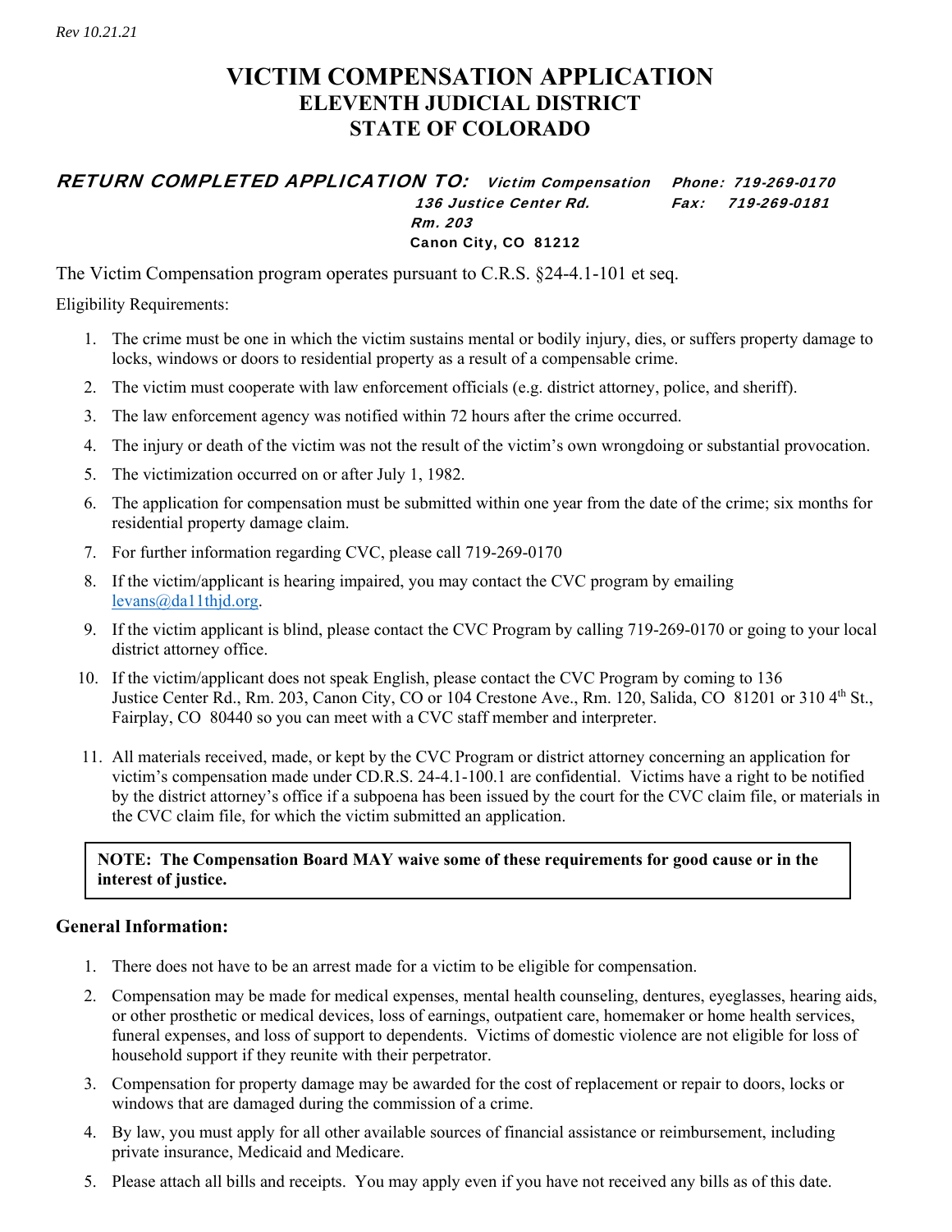*Rev 10.21.21*

# VICTIM COMPENSATION APPLICATION
## ELEVENTH JUDICIAL DISTRICT
## STATE OF COLORADO

***RETURN COMPLETED APPLICATION TO:*** *Victim Compensation*
*136 Justice Center Rd.*
*Rm. 203*
**Canon City, CO 81212**

*Phone: 719-269-0170*
*Fax: 719-269-0181*

The Victim Compensation program operates pursuant to C.R.S. §24-4.1-101 et seq.

Eligibility Requirements:

1. The crime must be one in which the victim sustains mental or bodily injury, dies, or suffers property damage to locks, windows or doors to residential property as a result of a compensable crime.
2. The victim must cooperate with law enforcement officials (e.g. district attorney, police, and sheriff).
3. The law enforcement agency was notified within 72 hours after the crime occurred.
4. The injury or death of the victim was not the result of the victim's own wrongdoing or substantial provocation.
5. The victimization occurred on or after July 1, 1982.
6. The application for compensation must be submitted within one year from the date of the crime; six months for residential property damage claim.
7. For further information regarding CVC, please call 719-269-0170
8. If the victim/applicant is hearing impaired, you may contact the CVC program by emailing levans@da11thjd.org.
9. If the victim applicant is blind, please contact the CVC Program by calling 719-269-0170 or going to your local district attorney office.
10. If the victim/applicant does not speak English, please contact the CVC Program by coming to 136 Justice Center Rd., Rm. 203, Canon City, CO or 104 Crestone Ave., Rm. 120, Salida, CO 81201 or 310 4th St., Fairplay, CO 80440 so you can meet with a CVC staff member and interpreter.
11. All materials received, made, or kept by the CVC Program or district attorney concerning an application for victim's compensation made under CD.R.S. 24-4.1-100.1 are confidential. Victims have a right to be notified by the district attorney's office if a subpoena has been issued by the court for the CVC claim file, or materials in the CVC claim file, for which the victim submitted an application.

**NOTE: The Compensation Board MAY waive some of these requirements for good cause or in the interest of justice.**

### General Information:

1. There does not have to be an arrest made for a victim to be eligible for compensation.
2. Compensation may be made for medical expenses, mental health counseling, dentures, eyeglasses, hearing aids, or other prosthetic or medical devices, loss of earnings, outpatient care, homemaker or home health services, funeral expenses, and loss of support to dependents. Victims of domestic violence are not eligible for loss of household support if they reunite with their perpetrator.
3. Compensation for property damage may be awarded for the cost of replacement or repair to doors, locks or windows that are damaged during the commission of a crime.
4. By law, you must apply for all other available sources of financial assistance or reimbursement, including private insurance, Medicaid and Medicare.
5. Please attach all bills and receipts. You may apply even if you have not received any bills as of this date.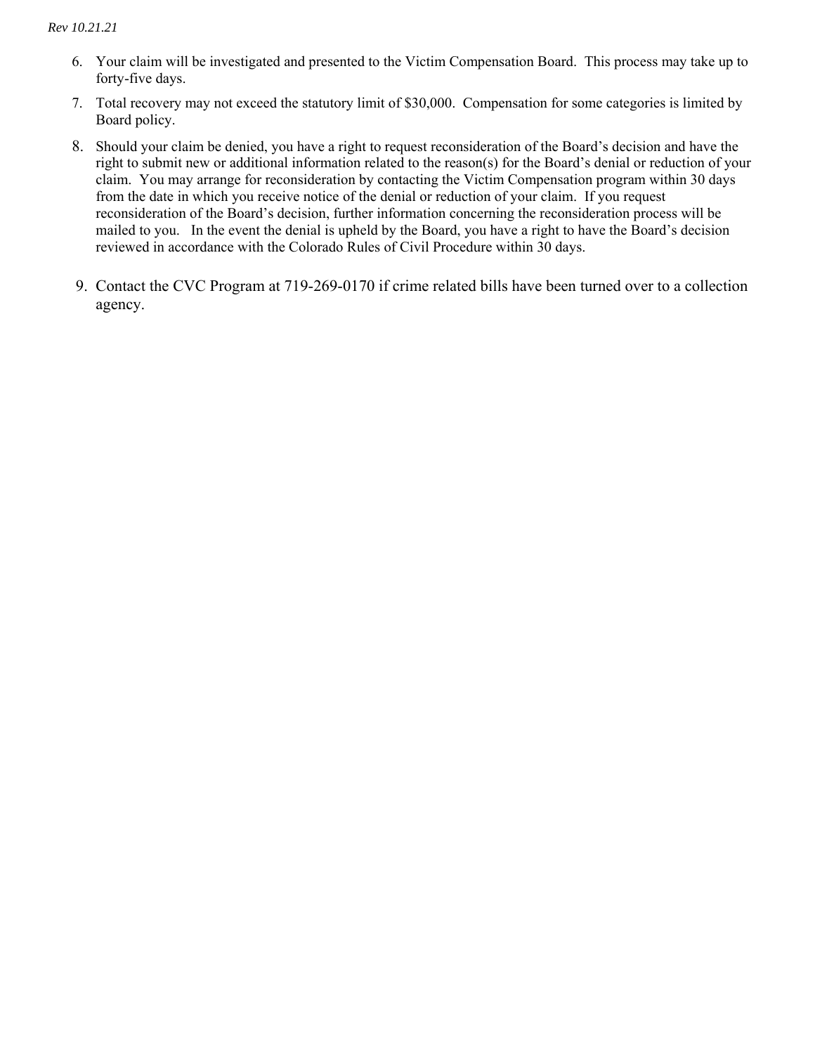6. Your claim will be investigated and presented to the Victim Compensation Board. This process may take up to forty-five days.
7. Total recovery may not exceed the statutory limit of $30,000. Compensation for some categories is limited by Board policy.
8. Should your claim be denied, you have a right to request reconsideration of the Board's decision and have the right to submit new or additional information related to the reason(s) for the Board's denial or reduction of your claim. You may arrange for reconsideration by contacting the Victim Compensation program within 30 days from the date in which you receive notice of the denial or reduction of your claim. If you request reconsideration of the Board's decision, further information concerning the reconsideration process will be mailed to you. In the event the denial is upheld by the Board, you have a right to have the Board's decision reviewed in accordance with the Colorado Rules of Civil Procedure within 30 days.
9. Contact the CVC Program at 719-269-0170 if crime related bills have been turned over to a collection agency.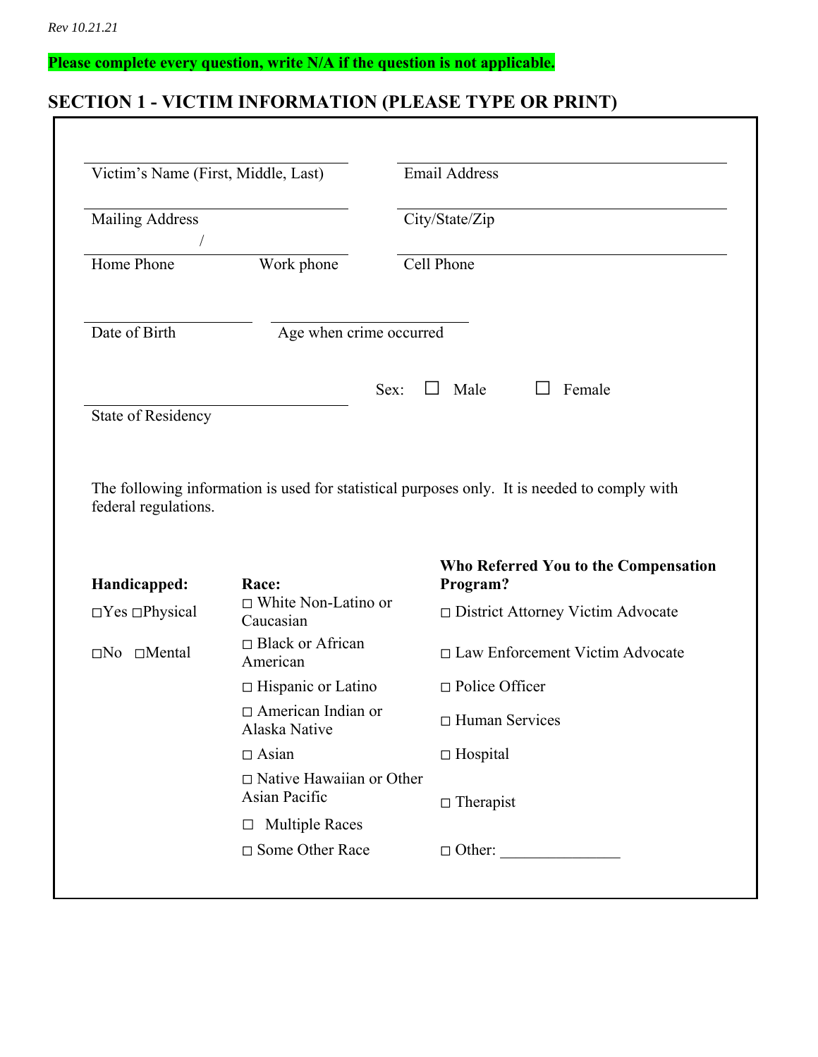*Rev 10.21.21*

**Please complete every question, write N/A if the question is not applicable.**

## SECTION 1 - VICTIM INFORMATION (PLEASE TYPE OR PRINT)

Victim's Name (First, Middle, Last) ____________________

Email Address ____________________

Mailing Address ____________________

City/State/Zip ____________________

Home Phone / Work phone ____________________

Cell Phone ____________________

Date of Birth ____________________

Age when crime occurred ____________________

State of Residency ____________________

Sex: ☐ Male ☐ Female

The following information is used for statistical purposes only. It is needed to comply with federal regulations.

**Handicapped:**

- ☐Yes ☐Physical
- ☐No ☐Mental

**Race:**

- ☐ White Non-Latino or Caucasian
- ☐ Black or African American
- ☐ Hispanic or Latino
- ☐ American Indian or Alaska Native
- ☐ Asian
- ☐ Native Hawaiian or Other Asian Pacific
- ☐ Multiple Races
- ☐ Some Other Race

**Who Referred You to the Compensation Program?**

- ☐ District Attorney Victim Advocate
- ☐ Law Enforcement Victim Advocate
- ☐ Police Officer
- ☐ Human Services
- ☐ Hospital
- ☐ Therapist
- ☐ Other: ______________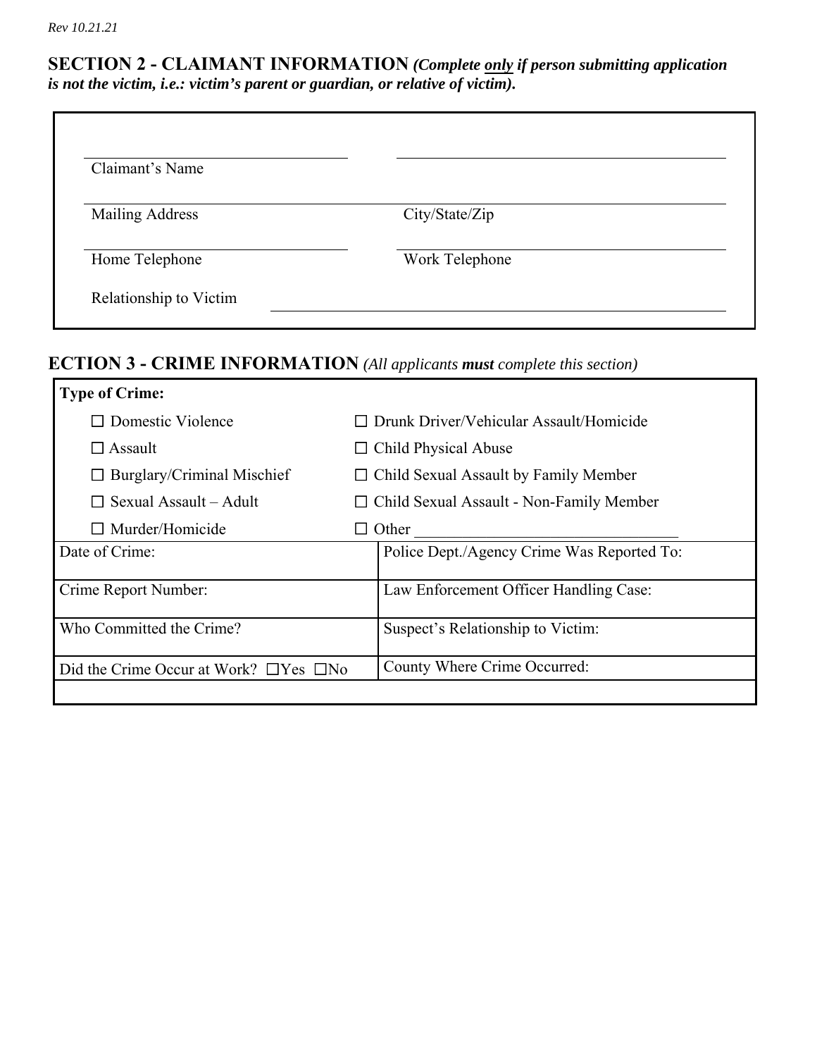*Rev 10.21.21*

## SECTION 2 - CLAIMANT INFORMATION ***(Complete only if person submitting application is not the victim, i.e.: victim's parent or guardian, or relative of victim).***

Claimant's Name ______________________ ______________________

Mailing Address ______________________ City/State/Zip ______________________

Home Telephone ______________________ Work Telephone ______________________

Relationship to Victim ______________________

## ECTION 3 - CRIME INFORMATION *(All applicants **must** complete this section)*

**Type of Crime:**

| | |
|---|---|
| ☐ Domestic Violence | ☐ Drunk Driver/Vehicular Assault/Homicide |
| ☐ Assault | ☐ Child Physical Abuse |
| ☐ Burglary/Criminal Mischief | ☐ Child Sexual Assault by Family Member |
| ☐ Sexual Assault – Adult | ☐ Child Sexual Assault - Non-Family Member |
| ☐ Murder/Homicide | ☐ Other ______________________ |

| | |
|---|---|
| Date of Crime: | Police Dept./Agency Crime Was Reported To: |
| Crime Report Number: | Law Enforcement Officer Handling Case: |
| Who Committed the Crime? | Suspect's Relationship to Victim: |
| Did the Crime Occur at Work? ☐Yes ☐No | County Where Crime Occurred: |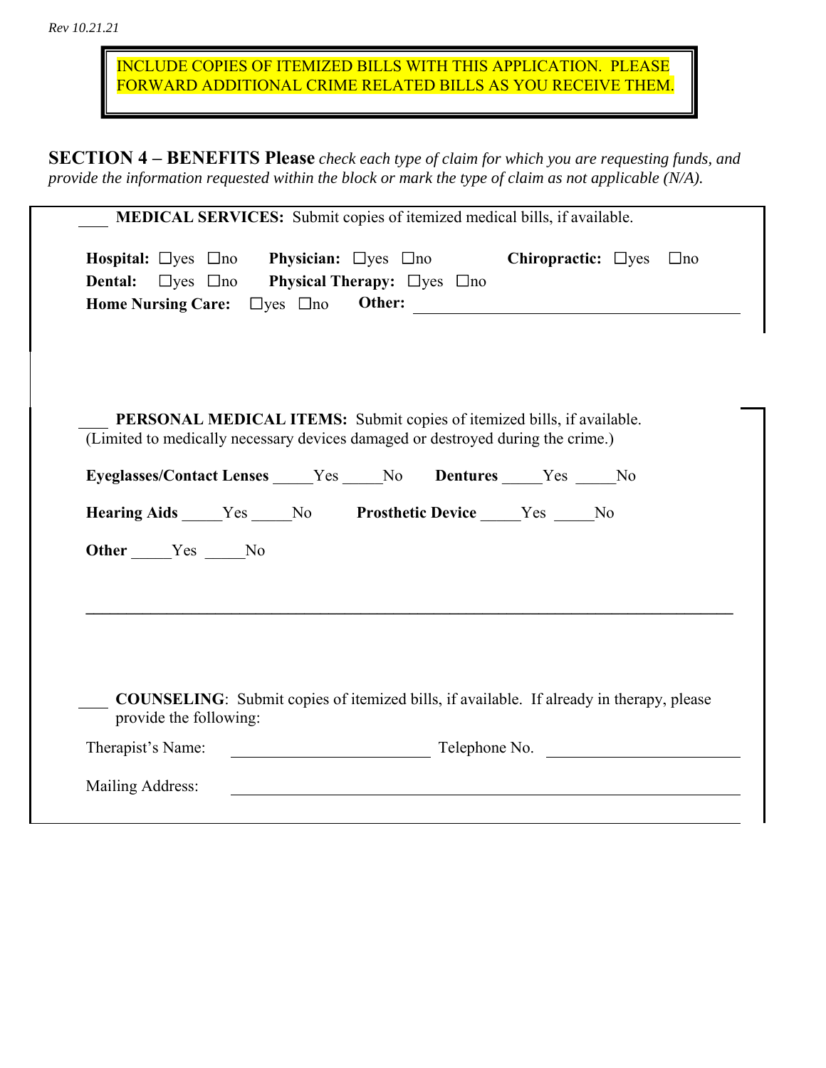INCLUDE COPIES OF ITEMIZED BILLS WITH THIS APPLICATION. PLEASE FORWARD ADDITIONAL CRIME RELATED BILLS AS YOU RECEIVE THEM.

## SECTION 4 – BENEFITS

**Please** *check each type of claim for which you are requesting funds, and provide the information requested within the block or mark the type of claim as not applicable (N/A).*

\_\_\_\_ **MEDICAL SERVICES:** Submit copies of itemized medical bills, if available.

**Hospital:** ☐yes ☐no **Physician:** ☐yes ☐no **Chiropractic:** ☐yes ☐no
**Dental:** ☐yes ☐no **Physical Therapy:** ☐yes ☐no
**Home Nursing Care:** ☐yes ☐no **Other:** \_\_\_\_\_\_\_\_\_\_\_\_\_\_\_\_\_\_\_\_\_\_\_\_\_\_\_\_\_\_\_\_\_\_\_\_\_\_\_\_

\_\_\_\_ **PERSONAL MEDICAL ITEMS:** Submit copies of itemized bills, if available. (Limited to medically necessary devices damaged or destroyed during the crime.)

**Eyeglasses/Contact Lenses** \_\_\_\_\_Yes \_\_\_\_\_No **Dentures** \_\_\_\_\_Yes \_\_\_\_\_No

**Hearing Aids** \_\_\_\_\_Yes \_\_\_\_\_No **Prosthetic Device** \_\_\_\_\_Yes \_\_\_\_\_No

**Other** \_\_\_\_\_Yes \_\_\_\_\_No

\_\_\_\_\_\_\_\_\_\_\_\_\_\_\_\_\_\_\_\_\_\_\_\_\_\_\_\_\_\_\_\_\_\_\_\_\_\_\_\_\_\_\_\_\_\_\_\_\_\_\_\_\_\_\_\_\_\_\_\_\_\_\_\_\_\_\_\_\_\_\_\_\_\_\_\_

\_\_\_\_ **COUNSELING**: Submit copies of itemized bills, if available. If already in therapy, please provide the following:

Therapist's Name: \_\_\_\_\_\_\_\_\_\_\_\_\_\_\_\_\_\_\_\_\_\_\_\_\_\_\_ Telephone No. \_\_\_\_\_\_\_\_\_\_\_\_\_\_\_\_\_\_\_\_\_\_\_\_\_\_\_

Mailing Address: \_\_\_\_\_\_\_\_\_\_\_\_\_\_\_\_\_\_\_\_\_\_\_\_\_\_\_\_\_\_\_\_\_\_\_\_\_\_\_\_\_\_\_\_\_\_\_\_\_\_\_\_\_\_\_\_\_\_\_\_\_\_\_\_\_\_\_\_\_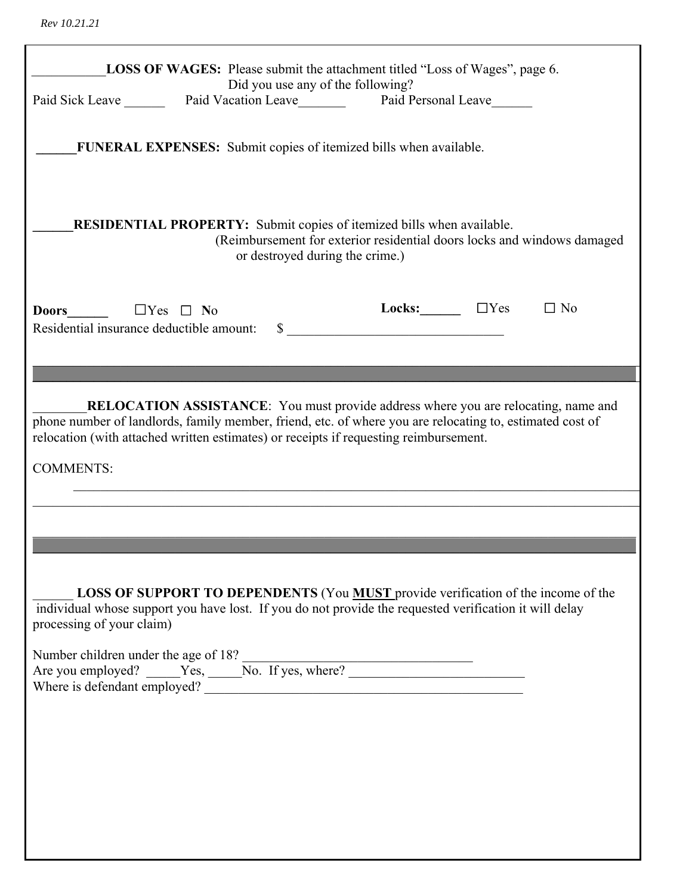Rev 10.21.21

___________**LOSS OF WAGES:** Please submit the attachment titled "Loss of Wages", page 6.
Did you use any of the following?

Paid Sick Leave ______ Paid Vacation Leave_______ Paid Personal Leave______

______**FUNERAL EXPENSES:** Submit copies of itemized bills when available.

______**RESIDENTIAL PROPERTY:** Submit copies of itemized bills when available.
(Reimbursement for exterior residential doors locks and windows damaged or destroyed during the crime.)

**Doors______** ☐Yes ☐ No **Locks:______** ☐Yes ☐ No

Residential insurance deductible amount: $ ________________________________

________**RELOCATION ASSISTANCE**: You must provide address where you are relocating, name and phone number of landlords, family member, friend, etc. of where you are relocating to, estimated cost of relocation (with attached written estimates) or receipts if requesting reimbursement.

COMMENTS:

______________________________________________________________________________

______________________________________________________________________________

______________________________________________________________________________

______ **LOSS OF SUPPORT TO DEPENDENTS** (You **MUST** provide verification of the income of the individual whose support you have lost. If you do not provide the requested verification it will delay processing of your claim)

Number children under the age of 18? __________________________________

Are you employed? _____Yes, _____No. If yes, where? __________________________

Where is defendant employed? ________________________________________________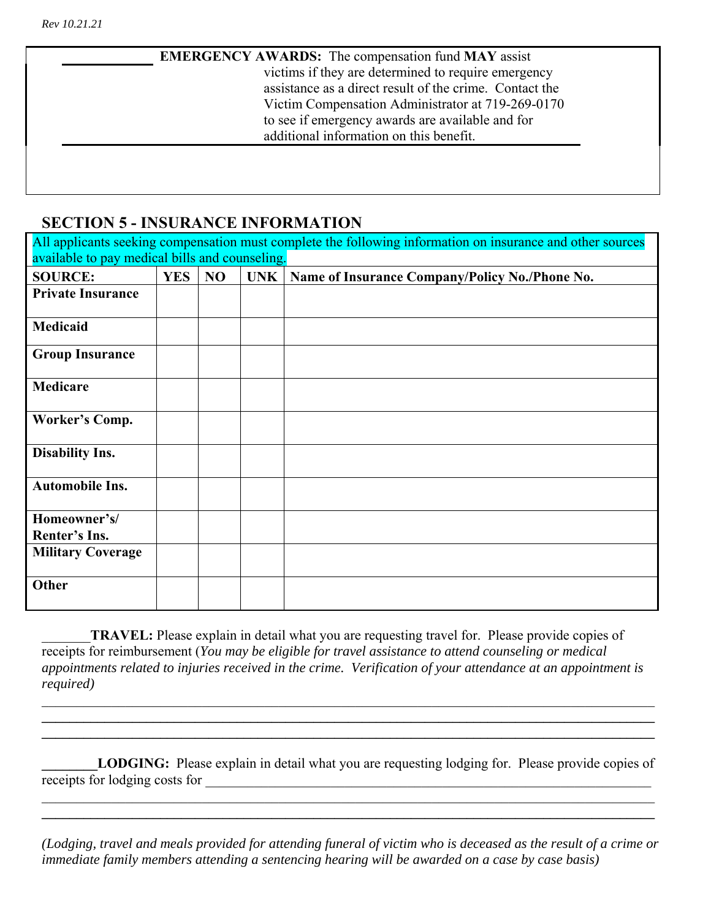_____________ **EMERGENCY AWARDS:** The compensation fund **MAY** assist victims if they are determined to require emergency assistance as a direct result of the crime. Contact the Victim Compensation Administrator at 719-269-0170 to see if emergency awards are available and for additional information on this benefit.

## SECTION 5 - INSURANCE INFORMATION

All applicants seeking compensation must complete the following information on insurance and other sources available to pay medical bills and counseling.

| SOURCE: | YES | NO | UNK | Name of Insurance Company/Policy No./Phone No. |
|---|---|---|---|---|
| **Private Insurance** | | | | |
| **Medicaid** | | | | |
| **Group Insurance** | | | | |
| **Medicare** | | | | |
| **Worker's Comp.** | | | | |
| **Disability Ins.** | | | | |
| **Automobile Ins.** | | | | |
| **Homeowner's/ Renter's Ins.** | | | | |
| **Military Coverage** | | | | |
| **Other** | | | | |

_______**TRAVEL:** Please explain in detail what you are requesting travel for. Please provide copies of receipts for reimbursement (*You may be eligible for travel assistance to attend counseling or medical appointments related to injuries received in the crime. Verification of your attendance at an appointment is required)*

_____________________________________________________________________________________________

_____________________________________________________________________________________________

_____________________________________________________________________________________________

________**LODGING:** Please explain in detail what you are requesting lodging for. Please provide copies of receipts for lodging costs for _______________________________________________________________

_____________________________________________________________________________________________

_____________________________________________________________________________________________

*(Lodging, travel and meals provided for attending funeral of victim who is deceased as the result of a crime or immediate family members attending a sentencing hearing will be awarded on a case by case basis)*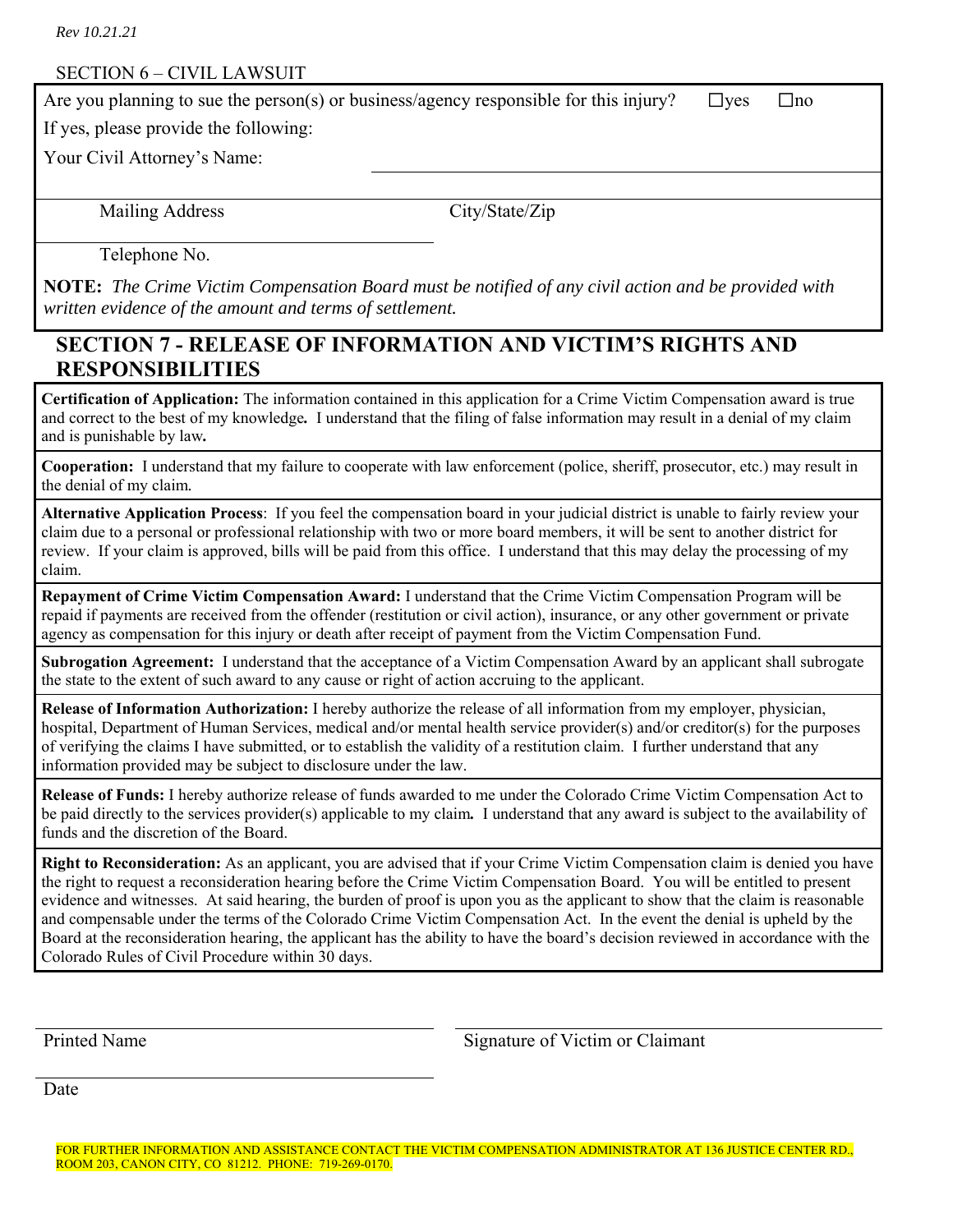*Rev 10.21.21*

SECTION 6 – CIVIL LAWSUIT

Are you planning to sue the person(s) or business/agency responsible for this injury? ☐yes ☐no

If yes, please provide the following:

Your Civil Attorney's Name: ______________________________

Mailing Address ______________________ City/State/Zip ______________________

Telephone No. ______________________

**NOTE:** *The Crime Victim Compensation Board must be notified of any civil action and be provided with written evidence of the amount and terms of settlement.*

## SECTION 7 - RELEASE OF INFORMATION AND VICTIM'S RIGHTS AND RESPONSIBILITIES

**Certification of Application:** The information contained in this application for a Crime Victim Compensation award is true and correct to the best of my knowledge. I understand that the filing of false information may result in a denial of my claim and is punishable by law.

**Cooperation:** I understand that my failure to cooperate with law enforcement (police, sheriff, prosecutor, etc.) may result in the denial of my claim.

**Alternative Application Process**: If you feel the compensation board in your judicial district is unable to fairly review your claim due to a personal or professional relationship with two or more board members, it will be sent to another district for review. If your claim is approved, bills will be paid from this office. I understand that this may delay the processing of my claim.

**Repayment of Crime Victim Compensation Award:** I understand that the Crime Victim Compensation Program will be repaid if payments are received from the offender (restitution or civil action), insurance, or any other government or private agency as compensation for this injury or death after receipt of payment from the Victim Compensation Fund.

**Subrogation Agreement:** I understand that the acceptance of a Victim Compensation Award by an applicant shall subrogate the state to the extent of such award to any cause or right of action accruing to the applicant.

**Release of Information Authorization:** I hereby authorize the release of all information from my employer, physician, hospital, Department of Human Services, medical and/or mental health service provider(s) and/or creditor(s) for the purposes of verifying the claims I have submitted, or to establish the validity of a restitution claim. I further understand that any information provided may be subject to disclosure under the law.

**Release of Funds:** I hereby authorize release of funds awarded to me under the Colorado Crime Victim Compensation Act to be paid directly to the services provider(s) applicable to my claim. I understand that any award is subject to the availability of funds and the discretion of the Board.

**Right to Reconsideration:** As an applicant, you are advised that if your Crime Victim Compensation claim is denied you have the right to request a reconsideration hearing before the Crime Victim Compensation Board. You will be entitled to present evidence and witnesses. At said hearing, the burden of proof is upon you as the applicant to show that the claim is reasonable and compensable under the terms of the Colorado Crime Victim Compensation Act. In the event the denial is upheld by the Board at the reconsideration hearing, the applicant has the ability to have the board's decision reviewed in accordance with the Colorado Rules of Civil Procedure within 30 days.

______________________ Printed Name ______________________ Signature of Victim or Claimant

______________________ Date

FOR FURTHER INFORMATION AND ASSISTANCE CONTACT THE VICTIM COMPENSATION ADMINISTRATOR AT 136 JUSTICE CENTER RD., ROOM 203, CANON CITY, CO 81212. PHONE: 719-269-0170.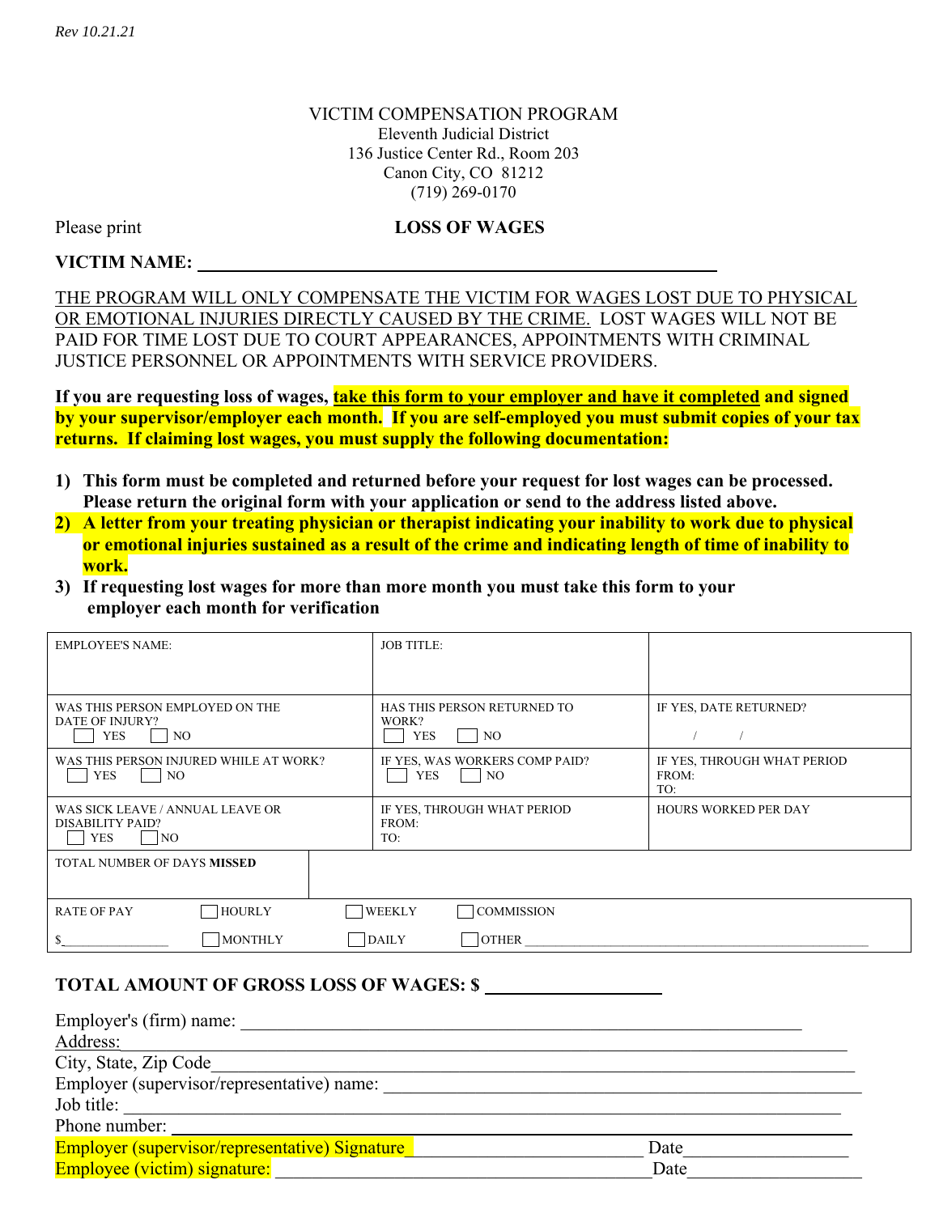*Rev 10.21.21*

VICTIM COMPENSATION PROGRAM
Eleventh Judicial District
136 Justice Center Rd., Room 203
Canon City, CO 81212
(719) 269-0170

Please print

## LOSS OF WAGES

**VICTIM NAME:** ______________________________________________

THE PROGRAM WILL ONLY COMPENSATE THE VICTIM FOR WAGES LOST DUE TO PHYSICAL OR EMOTIONAL INJURIES DIRECTLY CAUSED BY THE CRIME. LOST WAGES WILL NOT BE PAID FOR TIME LOST DUE TO COURT APPEARANCES, APPOINTMENTS WITH CRIMINAL JUSTICE PERSONNEL OR APPOINTMENTS WITH SERVICE PROVIDERS.

**If you are requesting loss of wages, take this form to your employer and have it completed and signed by your supervisor/employer each month. If you are self-employed you must submit copies of your tax returns. If claiming lost wages, you must supply the following documentation:**

1) **This form must be completed and returned before your request for lost wages can be processed. Please return the original form with your application or send to the address listed above.**
2) **A letter from your treating physician or therapist indicating your inability to work due to physical or emotional injuries sustained as a result of the crime and indicating length of time of inability to work.**
3) **If requesting lost wages for more than more month you must take this form to your employer each month for verification**

| | | |
|---|---|---|
| EMPLOYEE'S NAME: | JOB TITLE: | |
| WAS THIS PERSON EMPLOYED ON THE DATE OF INJURY? ☐ YES ☐ NO | HAS THIS PERSON RETURNED TO WORK? ☐ YES ☐ NO | IF YES, DATE RETURNED? / / |
| WAS THIS PERSON INJURED WHILE AT WORK? ☐ YES ☐ NO | IF YES, WAS WORKERS COMP PAID? ☐ YES ☐ NO | IF YES, THROUGH WHAT PERIOD FROM: TO: |
| WAS SICK LEAVE / ANNUAL LEAVE OR DISABILITY PAID? ☐ YES ☐ NO | IF YES, THROUGH WHAT PERIOD FROM: TO: | HOURS WORKED PER DAY |
| TOTAL NUMBER OF DAYS **MISSED** | | |
| RATE OF PAY $________ | ☐ HOURLY ☐ MONTHLY | ☐ WEEKLY ☐ COMMISSION ☐ DAILY ☐ OTHER ________ |

**TOTAL AMOUNT OF GROSS LOSS OF WAGES: $** ______________

Employer's (firm) name: ______________________________________________
Address: ______________________________________________
City, State, Zip Code ______________________________________________
Employer (supervisor/representative) name: ______________________________
Job title: ______________________________________________
Phone number: ______________________________________________
Employer (supervisor/representative) Signature ____________________ Date ____________
Employee (victim) signature: ______________________________ Date ____________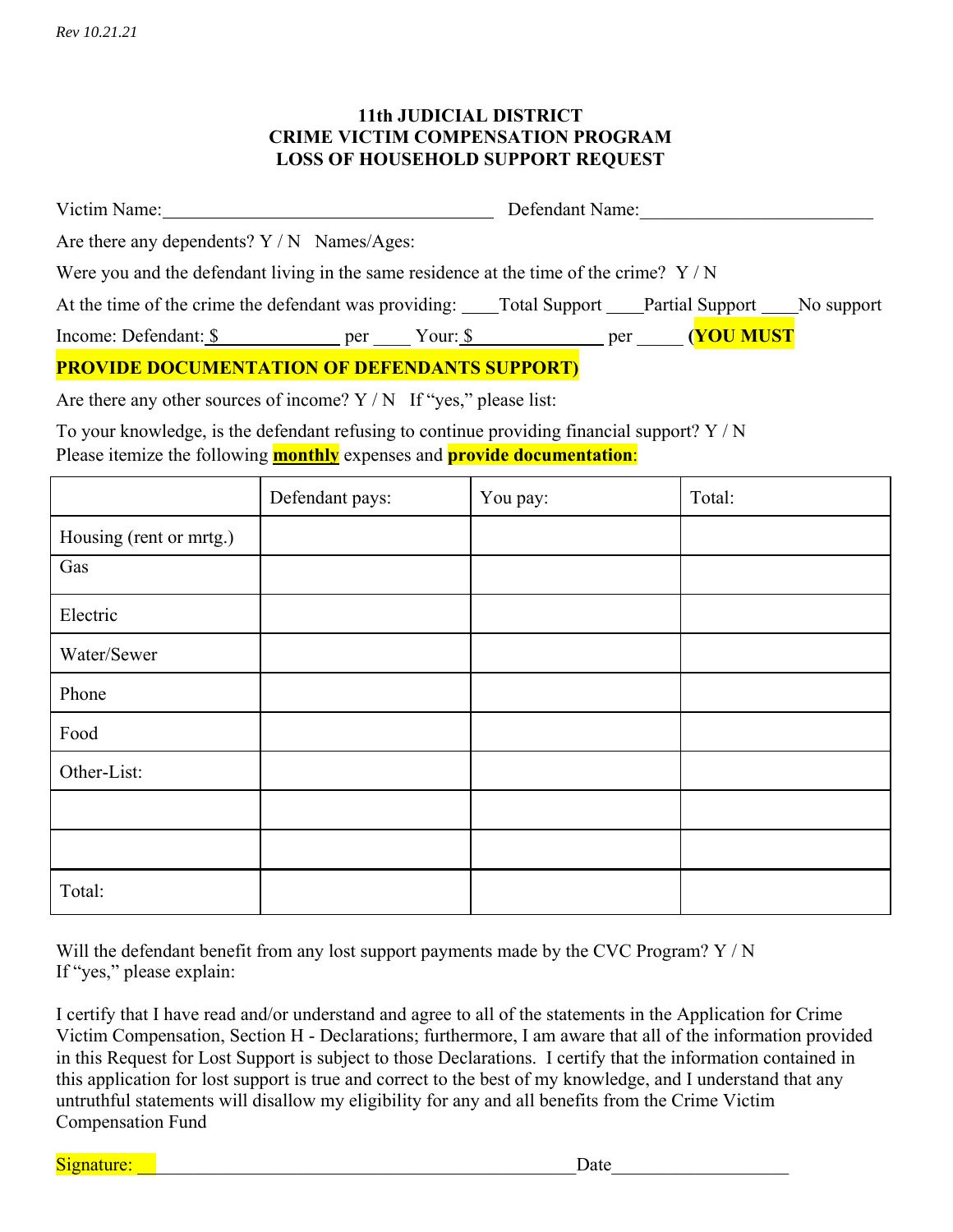*Rev 10.21.21*

# 11th JUDICIAL DISTRICT
# CRIME VICTIM COMPENSATION PROGRAM
# LOSS OF HOUSEHOLD SUPPORT REQUEST

Victim Name:________________________________ Defendant Name:________________________

Are there any dependents? Y / N Names/Ages:

Were you and the defendant living in the same residence at the time of the crime? Y / N

At the time of the crime the defendant was providing: ____Total Support ____Partial Support ____No support

Income: Defendant: $____________ per ____ Your: $____________ per _____ **(YOU MUST PROVIDE DOCUMENTATION OF DEFENDANTS SUPPORT)**

Are there any other sources of income? Y / N If "yes," please list:

To your knowledge, is the defendant refusing to continue providing financial support? Y / N
Please itemize the following **monthly** expenses and **provide documentation**:

| | Defendant pays: | You pay: | Total: |
|---|---|---|---|
| Housing (rent or mrtg.) | | | |
| Gas | | | |
| Electric | | | |
| Water/Sewer | | | |
| Phone | | | |
| Food | | | |
| Other-List: | | | |
| | | | |
| | | | |
| Total: | | | |

Will the defendant benefit from any lost support payments made by the CVC Program? Y / N
If "yes," please explain:

I certify that I have read and/or understand and agree to all of the statements in the Application for Crime Victim Compensation, Section H - Declarations; furthermore, I am aware that all of the information provided in this Request for Lost Support is subject to those Declarations. I certify that the information contained in this application for lost support is true and correct to the best of my knowledge, and I understand that any untruthful statements will disallow my eligibility for any and all benefits from the Crime Victim Compensation Fund

Signature: ______________________________________________ Date__________________